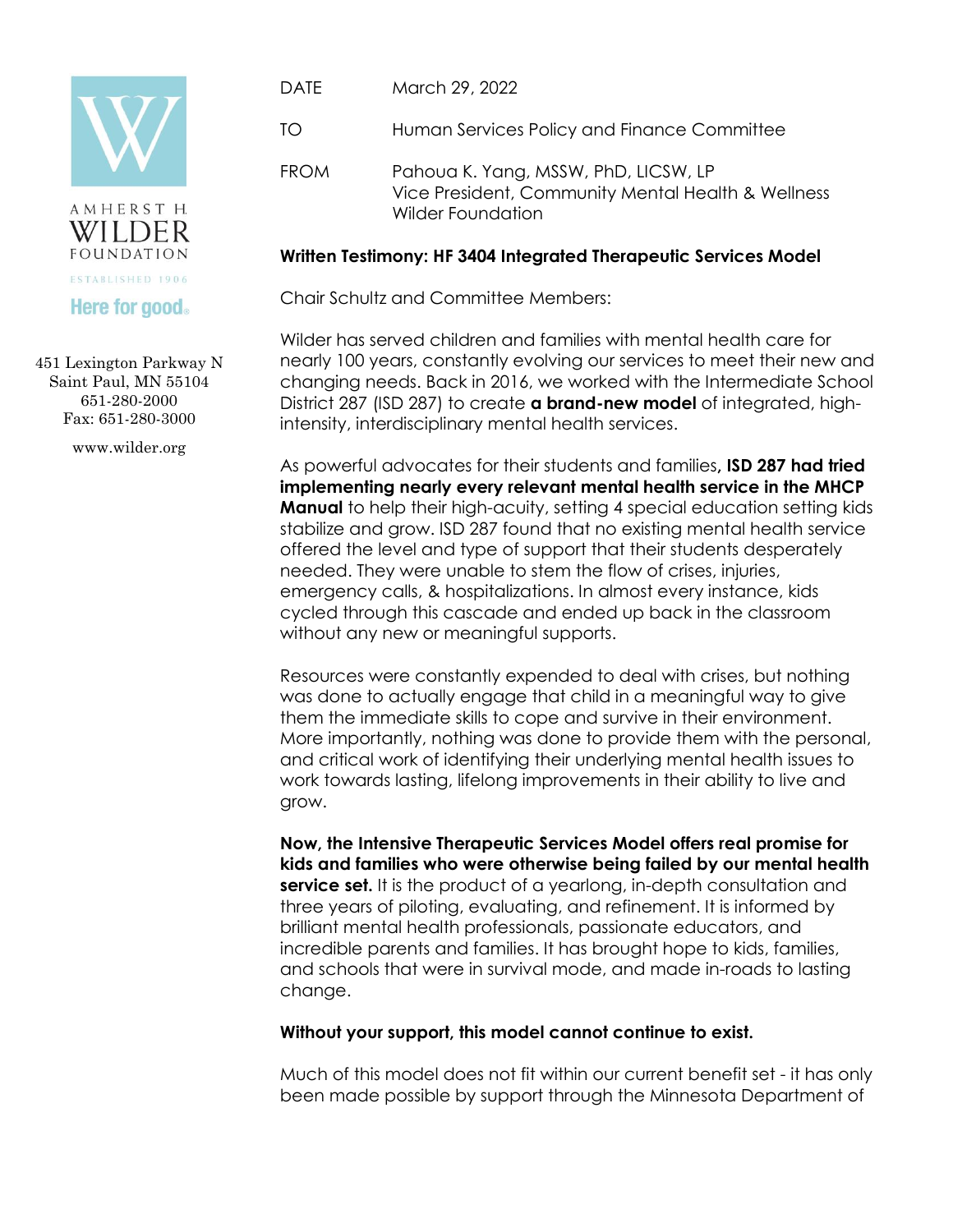AMHERST H. WILDER FOUNDATION

ESTABLISHED 1906

Here for good.

451 Lexington Parkway N
Saint Paul, MN 55104
651-280-2000
Fax: 651-280-3000

www.wilder.org

| | |
|---|---|
| DATE | March 29, 2022 |
| TO | Human Services Policy and Finance Committee |
| FROM | Pahoua K. Yang, MSSW, PhD, LICSW, LP<br>Vice President, Community Mental Health & Wellness<br>Wilder Foundation |

**Written Testimony: HF 3404 Integrated Therapeutic Services Model**

Chair Schultz and Committee Members:

Wilder has served children and families with mental health care for nearly 100 years, constantly evolving our services to meet their new and changing needs. Back in 2016, we worked with the Intermediate School District 287 (ISD 287) to create **a brand-new model** of integrated, high-intensity, interdisciplinary mental health services.

As powerful advocates for their students and families**, ISD 287 had tried implementing nearly every relevant mental health service in the MHCP Manual** to help their high-acuity, setting 4 special education setting kids stabilize and grow. ISD 287 found that no existing mental health service offered the level and type of support that their students desperately needed. They were unable to stem the flow of crises, injuries, emergency calls, & hospitalizations. In almost every instance, kids cycled through this cascade and ended up back in the classroom without any new or meaningful supports.

Resources were constantly expended to deal with crises, but nothing was done to actually engage that child in a meaningful way to give them the immediate skills to cope and survive in their environment. More importantly, nothing was done to provide them with the personal, and critical work of identifying their underlying mental health issues to work towards lasting, lifelong improvements in their ability to live and grow.

**Now, the Intensive Therapeutic Services Model offers real promise for kids and families who were otherwise being failed by our mental health service set.** It is the product of a yearlong, in-depth consultation and three years of piloting, evaluating, and refinement. It is informed by brilliant mental health professionals, passionate educators, and incredible parents and families. It has brought hope to kids, families, and schools that were in survival mode, and made in-roads to lasting change.

**Without your support, this model cannot continue to exist.**

Much of this model does not fit within our current benefit set - it has only been made possible by support through the Minnesota Department of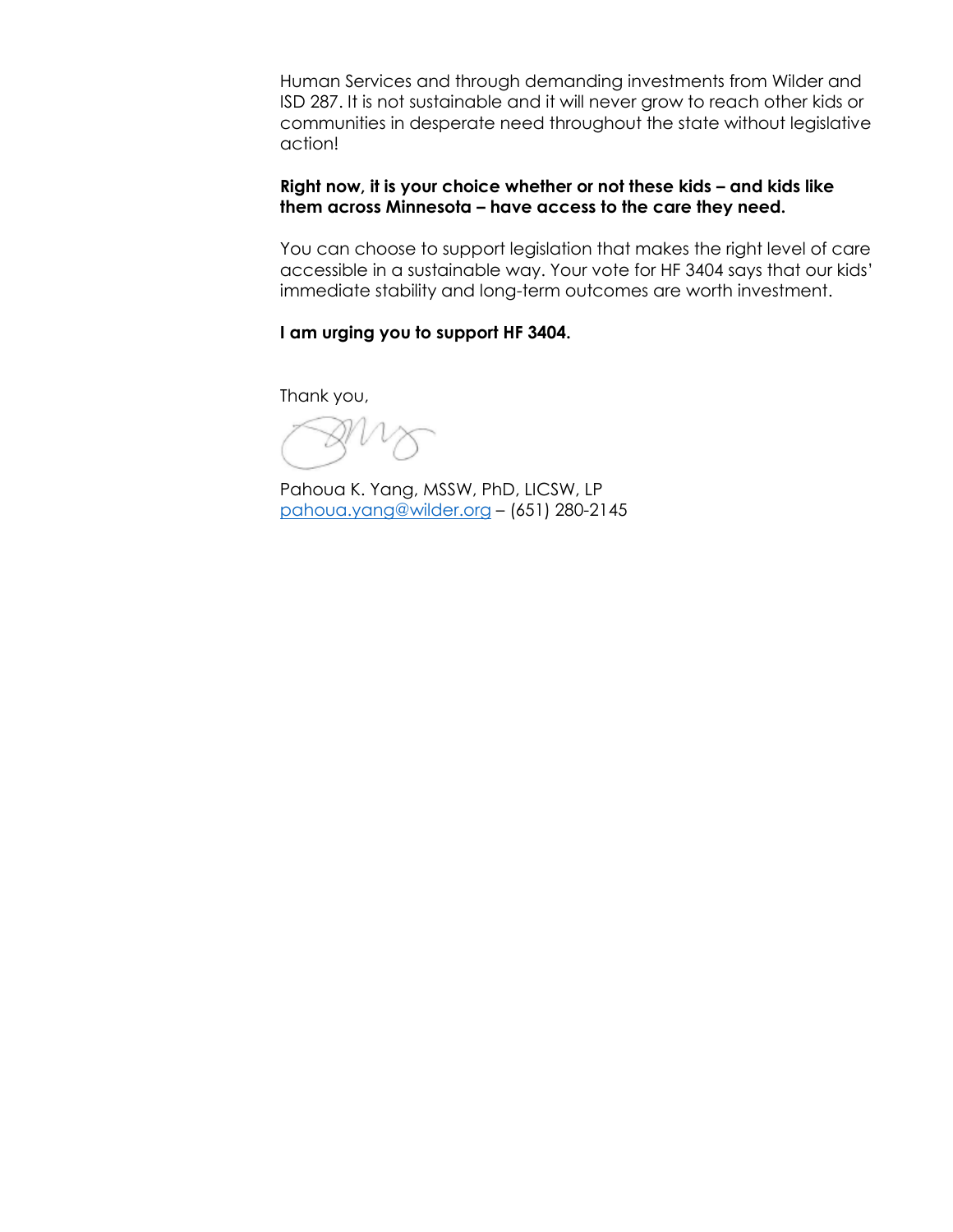Human Services and through demanding investments from Wilder and ISD 287. It is not sustainable and it will never grow to reach other kids or communities in desperate need throughout the state without legislative action!

**Right now, it is your choice whether or not these kids – and kids like them across Minnesota – have access to the care they need.**

You can choose to support legislation that makes the right level of care accessible in a sustainable way. Your vote for HF 3404 says that our kids' immediate stability and long-term outcomes are worth investment.

**I am urging you to support HF 3404.**

Thank you,

Pahoua K. Yang, MSSW, PhD, LICSW, LP
pahoua.yang@wilder.org – (651) 280-2145